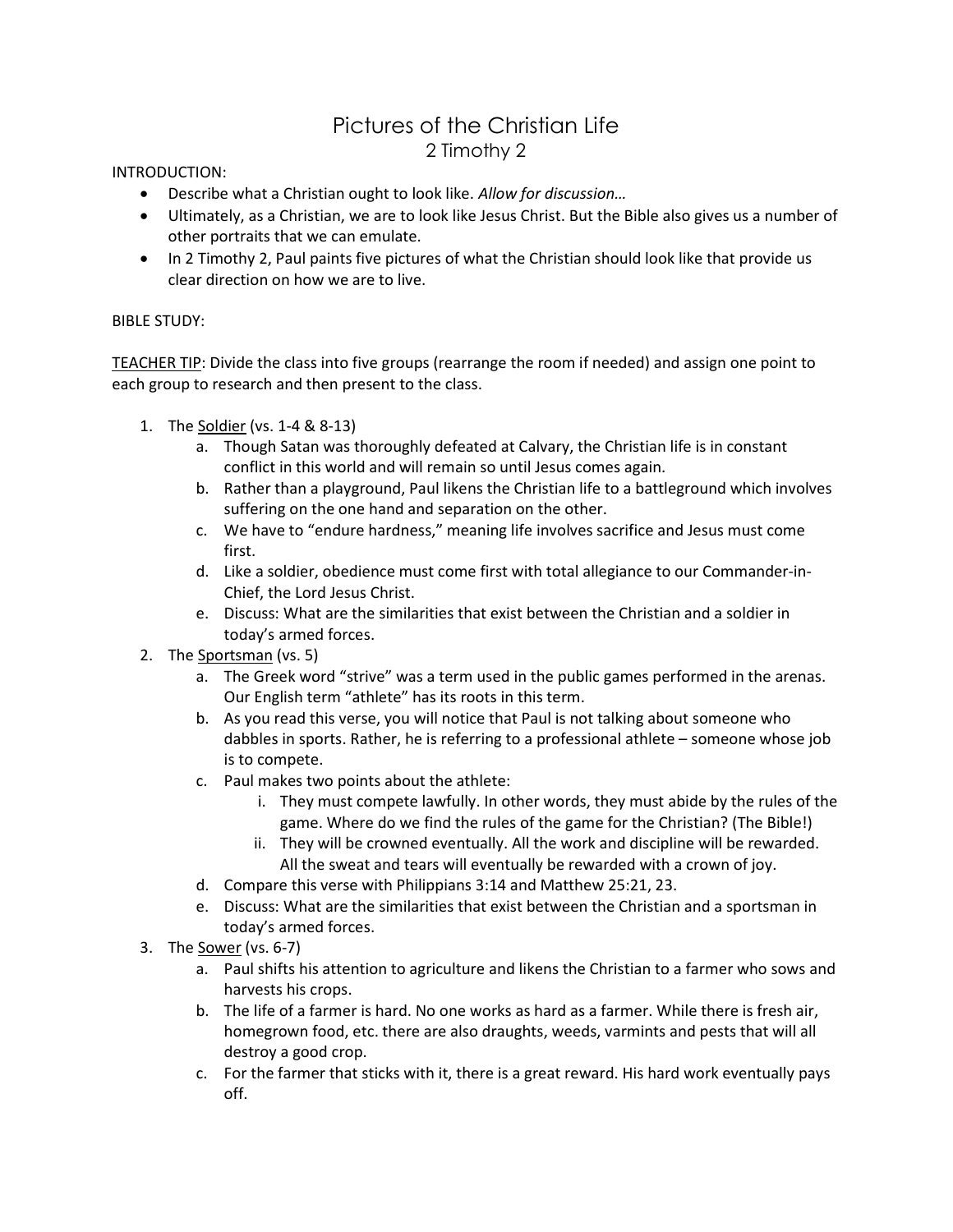# Pictures of the Christian Life

## 2 Timothy 2

INTRODUCTION:

- Describe what a Christian ought to look like. *Allow for discussion…*
- Ultimately, as a Christian, we are to look like Jesus Christ. But the Bible also gives us a number of other portraits that we can emulate.
- In 2 Timothy 2, Paul paints five pictures of what the Christian should look like that provide us clear direction on how we are to live.

BIBLE STUDY:

<u>TEACHER TIP</u>: Divide the class into five groups (rearrange the room if needed) and assign one point to each group to research and then present to the class.

1. The <u>Soldier</u> (vs. 1-4 & 8-13)
   a. Though Satan was thoroughly defeated at Calvary, the Christian life is in constant conflict in this world and will remain so until Jesus comes again.
   b. Rather than a playground, Paul likens the Christian life to a battleground which involves suffering on the one hand and separation on the other.
   c. We have to "endure hardness," meaning life involves sacrifice and Jesus must come first.
   d. Like a soldier, obedience must come first with total allegiance to our Commander-in-Chief, the Lord Jesus Christ.
   e. Discuss: What are the similarities that exist between the Christian and a soldier in today's armed forces.
2. The <u>Sportsman</u> (vs. 5)
   a. The Greek word "strive" was a term used in the public games performed in the arenas. Our English term "athlete" has its roots in this term.
   b. As you read this verse, you will notice that Paul is not talking about someone who dabbles in sports. Rather, he is referring to a professional athlete – someone whose job is to compete.
   c. Paul makes two points about the athlete:
      i. They must compete lawfully. In other words, they must abide by the rules of the game. Where do we find the rules of the game for the Christian? (The Bible!)
      ii. They will be crowned eventually. All the work and discipline will be rewarded. All the sweat and tears will eventually be rewarded with a crown of joy.
   d. Compare this verse with Philippians 3:14 and Matthew 25:21, 23.
   e. Discuss: What are the similarities that exist between the Christian and a sportsman in today's armed forces.
3. The <u>Sower</u> (vs. 6-7)
   a. Paul shifts his attention to agriculture and likens the Christian to a farmer who sows and harvests his crops.
   b. The life of a farmer is hard. No one works as hard as a farmer. While there is fresh air, homegrown food, etc. there are also draughts, weeds, varmints and pests that will all destroy a good crop.
   c. For the farmer that sticks with it, there is a great reward. His hard work eventually pays off.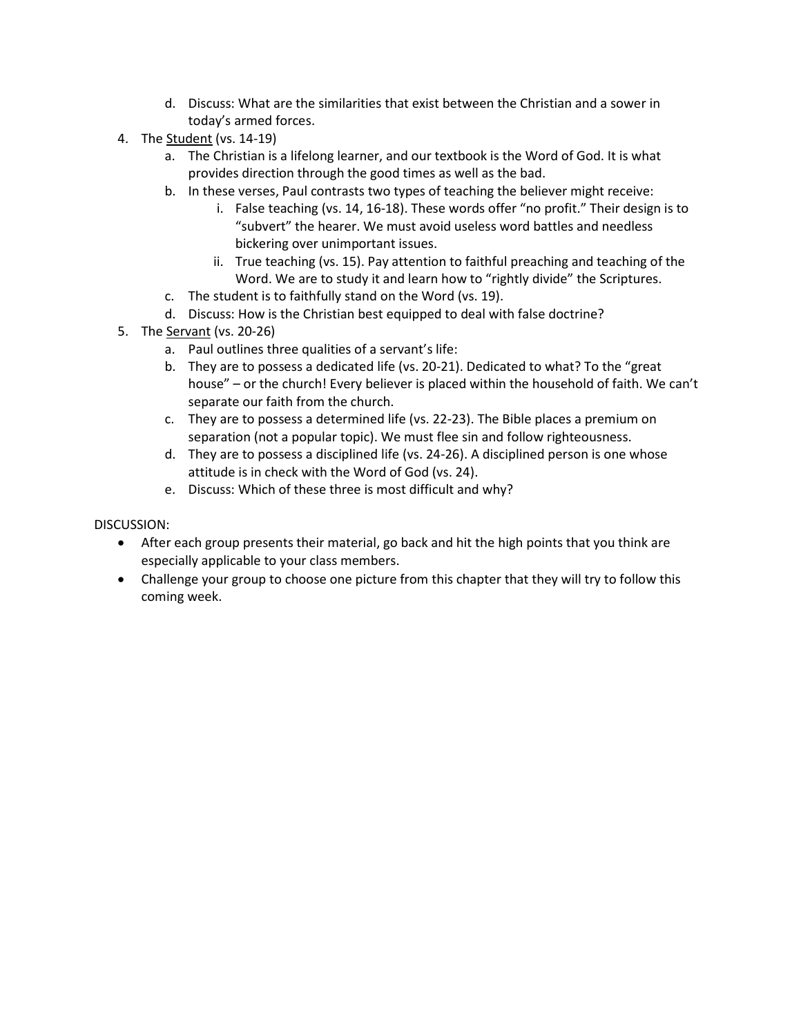d. Discuss: What are the similarities that exist between the Christian and a sower in today's armed forces.

4. The <u>Student</u> (vs. 14-19)
   a. The Christian is a lifelong learner, and our textbook is the Word of God. It is what provides direction through the good times as well as the bad.
   b. In these verses, Paul contrasts two types of teaching the believer might receive:
      i. False teaching (vs. 14, 16-18). These words offer "no profit." Their design is to "subvert" the hearer. We must avoid useless word battles and needless bickering over unimportant issues.
      ii. True teaching (vs. 15). Pay attention to faithful preaching and teaching of the Word. We are to study it and learn how to "rightly divide" the Scriptures.
   c. The student is to faithfully stand on the Word (vs. 19).
   d. Discuss: How is the Christian best equipped to deal with false doctrine?

5. The <u>Servant</u> (vs. 20-26)
   a. Paul outlines three qualities of a servant's life:
   b. They are to possess a dedicated life (vs. 20-21). Dedicated to what? To the "great house" – or the church! Every believer is placed within the household of faith. We can't separate our faith from the church.
   c. They are to possess a determined life (vs. 22-23). The Bible places a premium on separation (not a popular topic). We must flee sin and follow righteousness.
   d. They are to possess a disciplined life (vs. 24-26). A disciplined person is one whose attitude is in check with the Word of God (vs. 24).
   e. Discuss: Which of these three is most difficult and why?

DISCUSSION:

- After each group presents their material, go back and hit the high points that you think are especially applicable to your class members.
- Challenge your group to choose one picture from this chapter that they will try to follow this coming week.